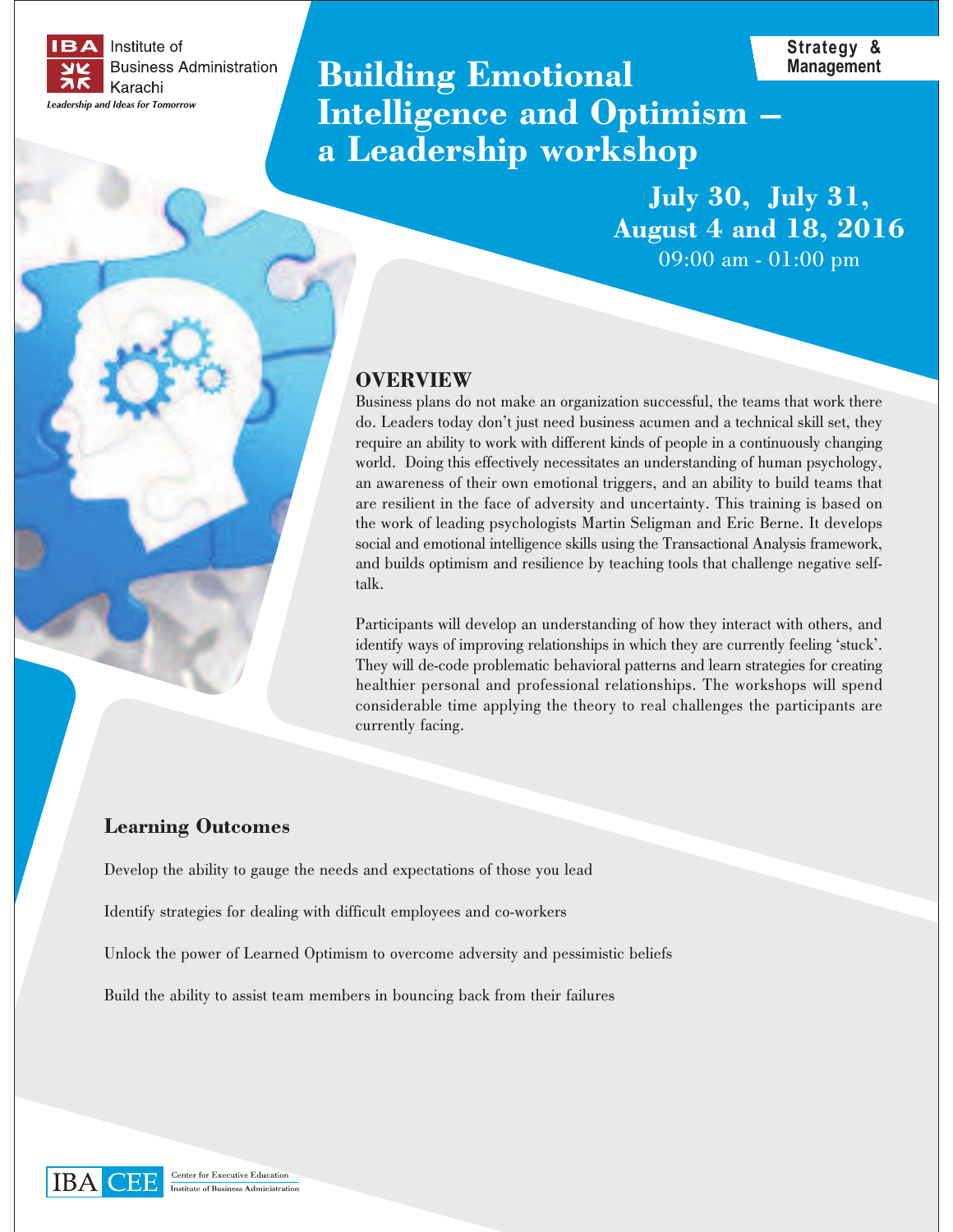IBA Institute of Business Administration Karachi

*Leadership and Ideas for Tomorrow*

**Strategy & Management**

# Building Emotional Intelligence and Optimism – a Leadership workshop

**July 30, July 31, August 4 and 18, 2016**

09:00 am - 01:00 pm

## OVERVIEW

Business plans do not make an organization successful, the teams that work there do. Leaders today don't just need business acumen and a technical skill set, they require an ability to work with different kinds of people in a continuously changing world. Doing this effectively necessitates an understanding of human psychology, an awareness of their own emotional triggers, and an ability to build teams that are resilient in the face of adversity and uncertainty. This training is based on the work of leading psychologists Martin Seligman and Eric Berne. It develops social and emotional intelligence skills using the Transactional Analysis framework, and builds optimism and resilience by teaching tools that challenge negative self-talk.

Participants will develop an understanding of how they interact with others, and identify ways of improving relationships in which they are currently feeling 'stuck'. They will de-code problematic behavioral patterns and learn strategies for creating healthier personal and professional relationships. The workshops will spend considerable time applying the theory to real challenges the participants are currently facing.

## Learning Outcomes

Develop the ability to gauge the needs and expectations of those you lead

Identify strategies for dealing with difficult employees and co-workers

Unlock the power of Learned Optimism to overcome adversity and pessimistic beliefs

Build the ability to assist team members in bouncing back from their failures

IBA CEE Center for Executive Education Institute of Business Administration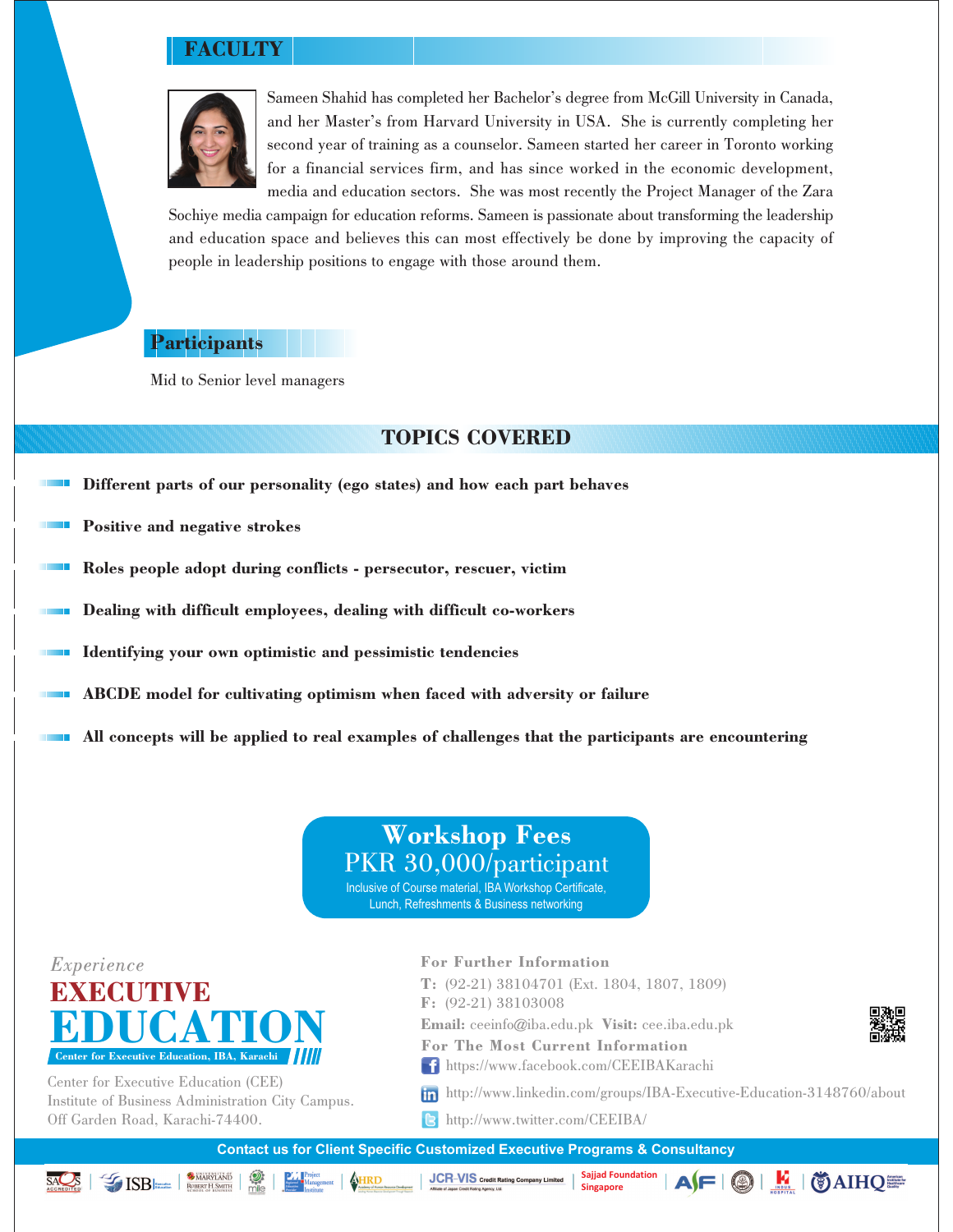## FACULTY

Sameen Shahid has completed her Bachelor's degree from McGill University in Canada, and her Master's from Harvard University in USA. She is currently completing her second year of training as a counselor. Sameen started her career in Toronto working for a financial services firm, and has since worked in the economic development, media and education sectors. She was most recently the Project Manager of the Zara Sochiye media campaign for education reforms. Sameen is passionate about transforming the leadership and education space and believes this can most effectively be done by improving the capacity of people in leadership positions to engage with those around them.

## Participants

Mid to Senior level managers

## TOPICS COVERED

- **Different parts of our personality (ego states) and how each part behaves**
- **Positive and negative strokes**
- **Roles people adopt during conflicts - persecutor, rescuer, victim**
- **Dealing with difficult employees, dealing with difficult co-workers**
- **Identifying your own optimistic and pessimistic tendencies**
- **ABCDE model for cultivating optimism when faced with adversity or failure**
- **All concepts will be applied to real examples of challenges that the participants are encountering**

**Workshop Fees**
PKR 30,000/participant
Inclusive of Course material, IBA Workshop Certificate, Lunch, Refreshments & Business networking

*Experience*
**EXECUTIVE EDUCATION**
Center for Executive Education, IBA, Karachi

Center for Executive Education (CEE)
Institute of Business Administration City Campus.
Off Garden Road, Karachi-74400.

**For Further Information**
**T:** (92-21) 38104701 (Ext. 1804, 1807, 1809)
**F:** (92-21) 38103008
**Email:** ceeinfo@iba.edu.pk **Visit:** cee.iba.edu.pk

**For The Most Current Information**
https://www.facebook.com/CEEIBAKarachi
http://www.linkedin.com/groups/IBA-Executive-Education-3148760/about
http://www.twitter.com/CEEIBA/

**Contact us for Client Specific Customized Executive Programs & Consultancy**